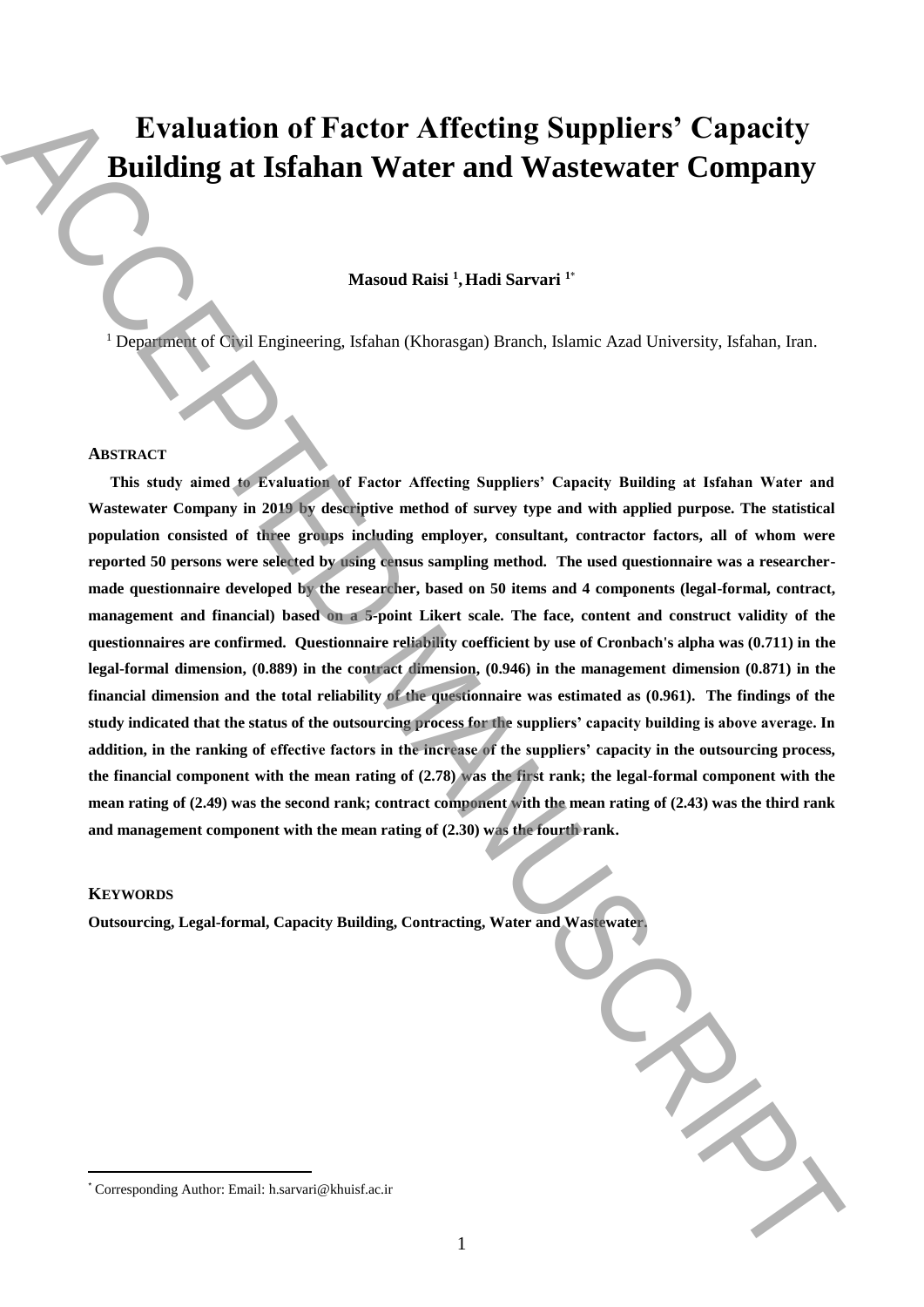# Evaluation of Factor Affecting Suppliers' Capacity Building at Isfahan Water and Wastewater Company

**Masoud Raisi [1], Hadi Sarvari [1*]**

[1] Department of Civil Engineering, Isfahan (Khorasgan) Branch, Islamic Azad University, Isfahan, Iran.

## ABSTRACT

**This study aimed to Evaluation of Factor Affecting Suppliers' Capacity Building at Isfahan Water and Wastewater Company in 2019 by descriptive method of survey type and with applied purpose. The statistical population consisted of three groups including employer, consultant, contractor factors, all of whom were reported 50 persons were selected by using census sampling method. The used questionnaire was a researcher-made questionnaire developed by the researcher, based on 50 items and 4 components (legal-formal, contract, management and financial) based on a 5-point Likert scale. The face, content and construct validity of the questionnaires are confirmed. Questionnaire reliability coefficient by use of Cronbach's alpha was (0.711) in the legal-formal dimension, (0.889) in the contract dimension, (0.946) in the management dimension (0.871) in the financial dimension and the total reliability of the questionnaire was estimated as (0.961). The findings of the study indicated that the status of the outsourcing process for the suppliers' capacity building is above average. In addition, in the ranking of effective factors in the increase of the suppliers' capacity in the outsourcing process, the financial component with the mean rating of (2.78) was the first rank; the legal-formal component with the mean rating of (2.49) was the second rank; contract component with the mean rating of (2.43) was the third rank and management component with the mean rating of (2.30) was the fourth rank.**

## KEYWORDS

**Outsourcing, Legal-formal, Capacity Building, Contracting, Water and Wastewater.**

---

[*] Corresponding Author: Email: h.sarvari@khuisf.ac.ir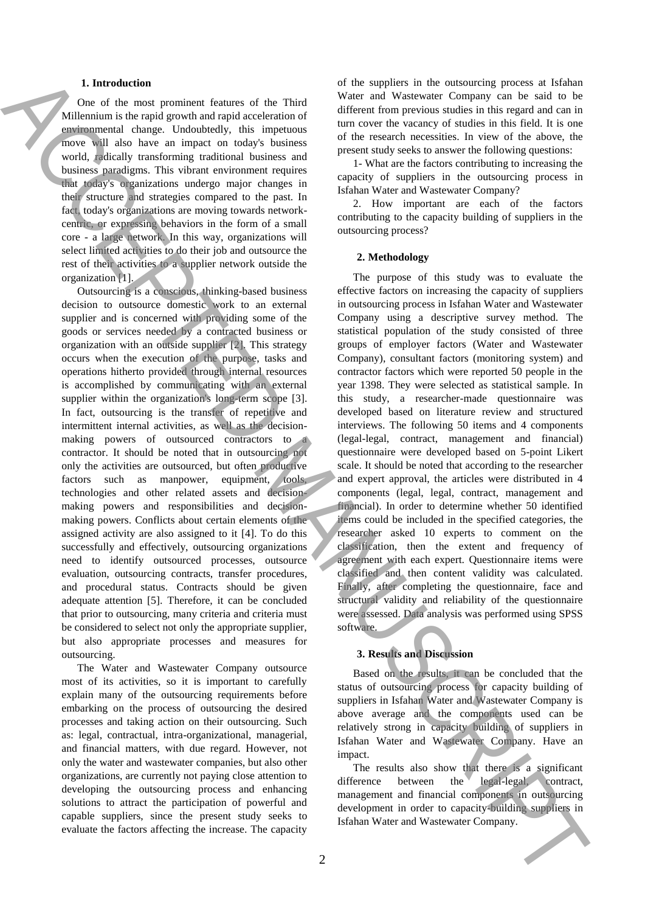### 1. Introduction

One of the most prominent features of the Third Millennium is the rapid growth and rapid acceleration of environmental change. Undoubtedly, this impetuous move will also have an impact on today's business world, radically transforming traditional business and business paradigms. This vibrant environment requires that today's organizations undergo major changes in their structure and strategies compared to the past. In fact, today's organizations are moving towards network-centric, or expressing behaviors in the form of a small core - a large network. In this way, organizations will select limited activities to do their job and outsource the rest of their activities to a supplier network outside the organization [1].

Outsourcing is a conscious, thinking-based business decision to outsource domestic work to an external supplier and is concerned with providing some of the goods or services needed by a contracted business or organization with an outside supplier [2]. This strategy occurs when the execution of the purpose, tasks and operations hitherto provided through internal resources is accomplished by communicating with an external supplier within the organization's long-term scope [3]. In fact, outsourcing is the transfer of repetitive and intermittent internal activities, as well as the decision-making powers of outsourced contractors to a contractor. It should be noted that in outsourcing not only the activities are outsourced, but often productive factors such as manpower, equipment, tools, technologies and other related assets and decision-making powers and responsibilities and decision-making powers. Conflicts about certain elements of the assigned activity are also assigned to it [4]. To do this successfully and effectively, outsourcing organizations need to identify outsourced processes, outsource evaluation, outsourcing contracts, transfer procedures, and procedural status. Contracts should be given adequate attention [5]. Therefore, it can be concluded that prior to outsourcing, many criteria and criteria must be considered to select not only the appropriate supplier, but also appropriate processes and measures for outsourcing.

The Water and Wastewater Company outsource most of its activities, so it is important to carefully explain many of the outsourcing requirements before embarking on the process of outsourcing the desired processes and taking action on their outsourcing. Such as: legal, contractual, intra-organizational, managerial, and financial matters, with due regard. However, not only the water and wastewater companies, but also other organizations, are currently not paying close attention to developing the outsourcing process and enhancing solutions to attract the participation of powerful and capable suppliers, since the present study seeks to evaluate the factors affecting the increase. The capacity of the suppliers in the outsourcing process at Isfahan Water and Wastewater Company can be said to be different from previous studies in this regard and can in turn cover the vacancy of studies in this field. It is one of the research necessities. In view of the above, the present study seeks to answer the following questions:

1- What are the factors contributing to increasing the capacity of suppliers in the outsourcing process in Isfahan Water and Wastewater Company?

2. How important are each of the factors contributing to the capacity building of suppliers in the outsourcing process?

### 2. Methodology

The purpose of this study was to evaluate the effective factors on increasing the capacity of suppliers in outsourcing process in Isfahan Water and Wastewater Company using a descriptive survey method. The statistical population of the study consisted of three groups of employer factors (Water and Wastewater Company), consultant factors (monitoring system) and contractor factors which were reported 50 people in the year 1398. They were selected as statistical sample. In this study, a researcher-made questionnaire was developed based on literature review and structured interviews. The following 50 items and 4 components (legal-legal, contract, management and financial) questionnaire were developed based on 5-point Likert scale. It should be noted that according to the researcher and expert approval, the articles were distributed in 4 components (legal, legal, contract, management and financial). In order to determine whether 50 identified items could be included in the specified categories, the researcher asked 10 experts to comment on the classification, then the extent and frequency of agreement with each expert. Questionnaire items were classified and then content validity was calculated. Finally, after completing the questionnaire, face and structural validity and reliability of the questionnaire were assessed. Data analysis was performed using SPSS software.

### 3. Results and Discussion

Based on the results, it can be concluded that the status of outsourcing process for capacity building of suppliers in Isfahan Water and Wastewater Company is above average and the components used can be relatively strong in capacity building of suppliers in Isfahan Water and Wastewater Company. Have an impact.

The results also show that there is a significant difference between the legal-legal, contract, management and financial components in outsourcing development in order to capacity-building suppliers in Isfahan Water and Wastewater Company.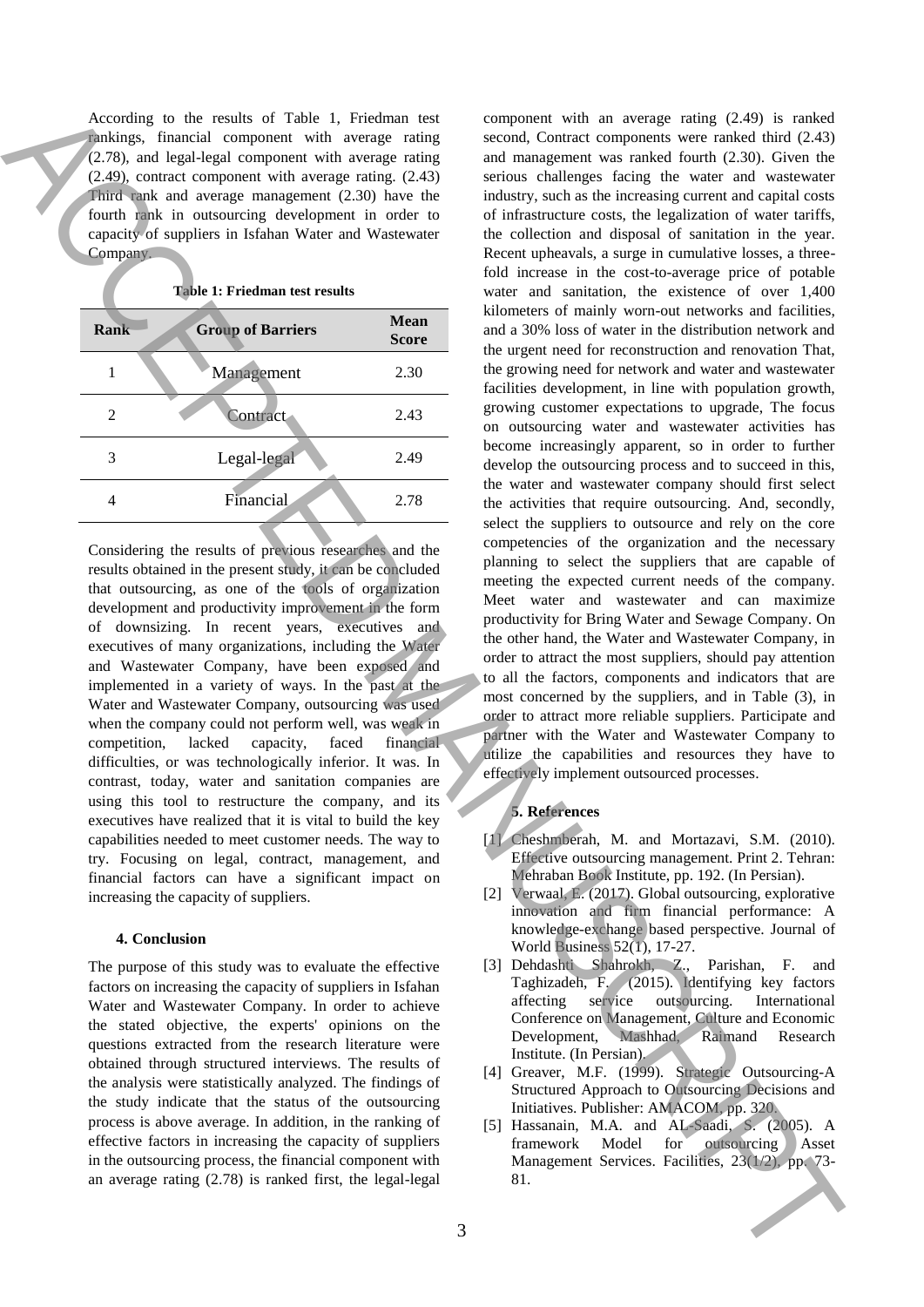According to the results of Table 1, Friedman test rankings, financial component with average rating (2.78), and legal-legal component with average rating (2.49), contract component with average rating. (2.43) Third rank and average management (2.30) have the fourth rank in outsourcing development in order to capacity of suppliers in Isfahan Water and Wastewater Company.

**Table 1: Friedman test results**

| Rank | Group of Barriers | Mean Score |
|---|---|---|
| 1 | Management | 2.30 |
| 2 | Contract | 2.43 |
| 3 | Legal-legal | 2.49 |
| 4 | Financial | 2.78 |

Considering the results of previous researches and the results obtained in the present study, it can be concluded that outsourcing, as one of the tools of organization development and productivity improvement in the form of downsizing. In recent years, executives and executives of many organizations, including the Water and Wastewater Company, have been exposed and implemented in a variety of ways. In the past at the Water and Wastewater Company, outsourcing was used when the company could not perform well, was weak in competition, lacked capacity, faced financial difficulties, or was technologically inferior. It was. In contrast, today, water and sanitation companies are using this tool to restructure the company, and its executives have realized that it is vital to build the key capabilities needed to meet customer needs. The way to try. Focusing on legal, contract, management, and financial factors can have a significant impact on increasing the capacity of suppliers.

### 4. Conclusion

The purpose of this study was to evaluate the effective factors on increasing the capacity of suppliers in Isfahan Water and Wastewater Company. In order to achieve the stated objective, the experts' opinions on the questions extracted from the research literature were obtained through structured interviews. The results of the analysis were statistically analyzed. The findings of the study indicate that the status of the outsourcing process is above average. In addition, in the ranking of effective factors in increasing the capacity of suppliers in the outsourcing process, the financial component with an average rating (2.78) is ranked first, the legal-legal component with an average rating (2.49) is ranked second, Contract components were ranked third (2.43) and management was ranked fourth (2.30). Given the serious challenges facing the water and wastewater industry, such as the increasing current and capital costs of infrastructure costs, the legalization of water tariffs, the collection and disposal of sanitation in the year. Recent upheavals, a surge in cumulative losses, a three-fold increase in the cost-to-average price of potable water and sanitation, the existence of over 1,400 kilometers of mainly worn-out networks and facilities, and a 30% loss of water in the distribution network and the urgent need for reconstruction and renovation That, the growing need for network and water and wastewater facilities development, in line with population growth, growing customer expectations to upgrade, The focus on outsourcing water and wastewater activities has become increasingly apparent, so in order to further develop the outsourcing process and to succeed in this, the water and wastewater company should first select the activities that require outsourcing. And, secondly, select the suppliers to outsource and rely on the core competencies of the organization and the necessary planning to select the suppliers that are capable of meeting the expected current needs of the company. Meet water and wastewater and can maximize productivity for Bring Water and Sewage Company. On the other hand, the Water and Wastewater Company, in order to attract the most suppliers, should pay attention to all the factors, components and indicators that are most concerned by the suppliers, and in Table (3), in order to attract more reliable suppliers. Participate and partner with the Water and Wastewater Company to utilize the capabilities and resources they have to effectively implement outsourced processes.

### 5. References

[1] Cheshmberah, M. and Mortazavi, S.M. (2010). Effective outsourcing management. Print 2. Tehran: Mehraban Book Institute, pp. 192. (In Persian).

[2] Verwaal, E. (2017). Global outsourcing, explorative innovation and firm financial performance: A knowledge-exchange based perspective. Journal of World Business 52(1), 17-27.

[3] Dehdashti Shahrokh, Z., Parishan, F. and Taghizadeh, F. (2015). Identifying key factors affecting service outsourcing. International Conference on Management, Culture and Economic Development, Mashhad, Raimand Research Institute. (In Persian).

[4] Greaver, M.F. (1999). Strategic Outsourcing-A Structured Approach to Outsourcing Decisions and Initiatives. Publisher: AMACOM, pp. 320.

[5] Hassanain, M.A. and AL-Saadi, S. (2005). A framework Model for outsourcing Asset Management Services. Facilities, 23(1/2), pp. 73-81.